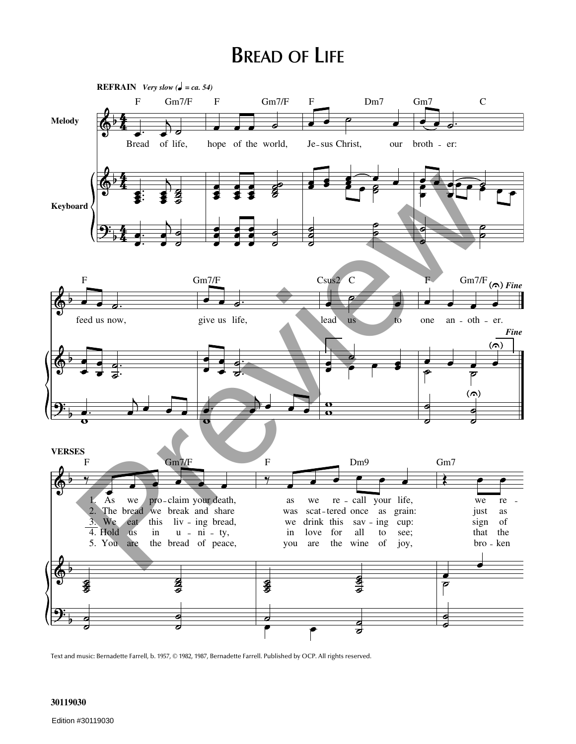# Bread of Life

**REFRAIN** *Very slow (♩ = ca. 54)*

Melody / Keyboard

F Gm7/F F Gm7/F F Dm7 Gm7 C

Bread of life, hope of the world, Je-sus Christ, our broth-er:

F Gm7/F Csus2 C F Gm7/F *Fine*

feed us now, give us life, lead us to one an-oth-er.

**VERSES**

F Gm7/F F Dm9 Gm7

1. As we pro-claim your death, as we re-call your life, we re-
2. The bread we break and share was scat-tered once as grain: just as
3. We eat this liv-ing bread, we drink this sav-ing cup: sign of
4. Hold us in u-ni-ty, in love for all to see; that the
5. You are the bread of peace, you are the wine of joy, bro-ken

Text and music: Bernadette Farrell, b. 1957, © 1982, 1987, Bernadette Farrell. Published by OCP. All rights reserved.

30119030

Edition #30119030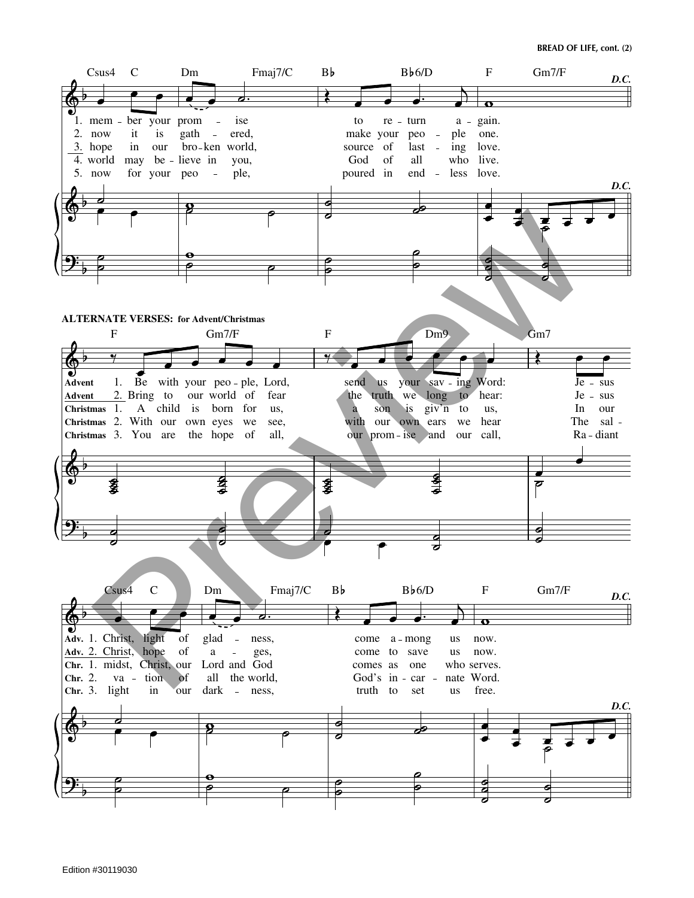**ALTERNATE VERSES: for Advent/Christmas**

Csus4 C Dm Fmaj7/C B♭ B♭6/D F Gm7/F *D.C.*

1. mem - ber your prom - ise to re - turn a - gain.
2. now it is gath - ered, make your peo - ple one.
3. hope in our bro - ken world, source of last - ing love.
4. world may be - lieve in you, God of all who live.
5. now for your peo - ple, poured in end - less love.

F Gm7/F F Dm9 Gm7

Advent 1. Be with your peo - ple, Lord, send us your sav - ing Word: Je - sus
Advent 2. Bring to our world of fear the truth we long to hear: Je - sus
Christmas 1. A child is born for us, a son is giv'n to us, In our
Christmas 2. With our own eyes we see, with our own ears we hear The sal -
Christmas 3. You are the hope of all, our prom - ise and our call, Ra - diant

Csus4 C Dm Fmaj7/C B♭ B♭6/D F Gm7/F *D.C.*

Adv. 1. Christ, light of glad - ness, come a - mong us now.
Adv. 2. Christ, hope of a - ges, come to save us now.
Chr. 1. midst, Christ, our Lord and God comes as one who serves.
Chr. 2. va - tion of all the world, God's in - car - nate Word.
Chr. 3. light in our dark - ness, truth to set us free.

Edition #30119030